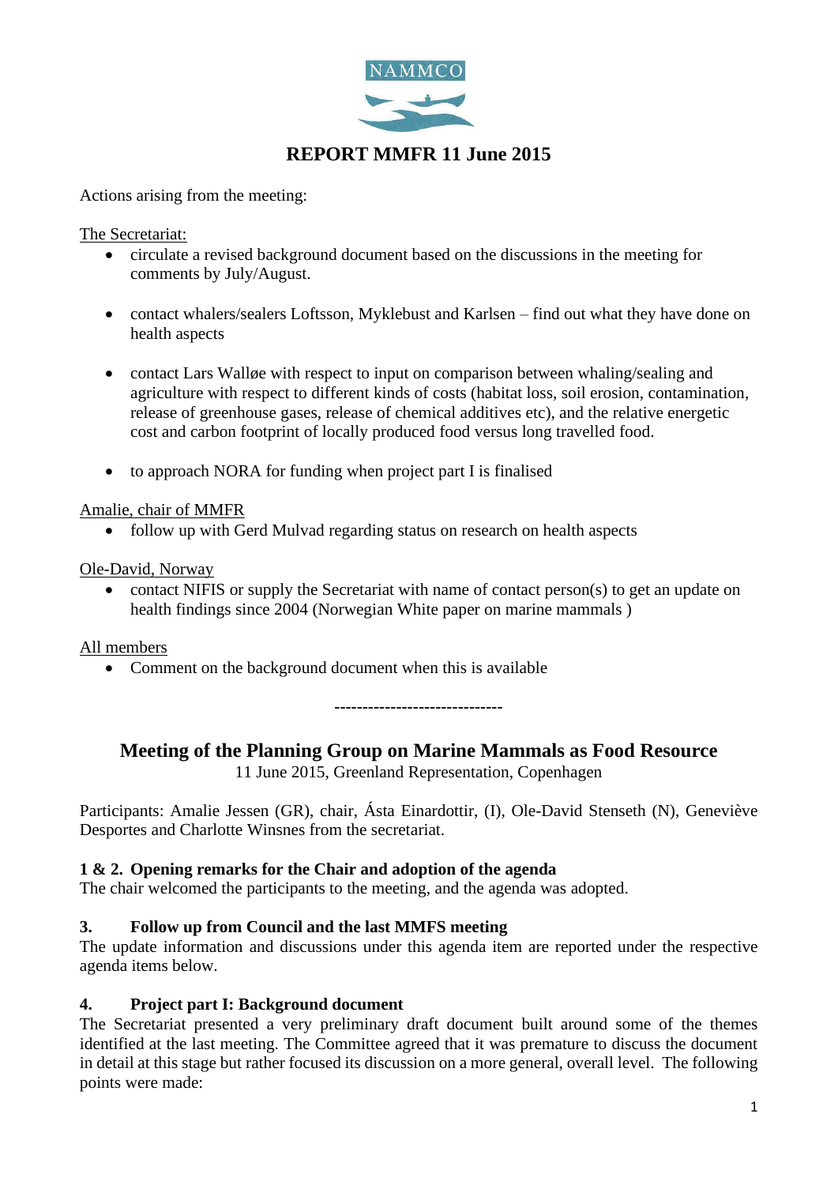NAMMCO

# REPORT MMFR 11 June 2015

Actions arising from the meeting:

<u>The Secretariat:</u>

- circulate a revised background document based on the discussions in the meeting for comments by July/August.
- contact whalers/sealers Loftsson, Myklebust and Karlsen – find out what they have done on health aspects
- contact Lars Walløe with respect to input on comparison between whaling/sealing and agriculture with respect to different kinds of costs (habitat loss, soil erosion, contamination, release of greenhouse gases, release of chemical additives etc), and the relative energetic cost and carbon footprint of locally produced food versus long travelled food.
- to approach NORA for funding when project part I is finalised

<u>Amalie, chair of MMFR</u>

- follow up with Gerd Mulvad regarding status on research on health aspects

<u>Ole-David, Norway</u>

- contact NIFIS or supply the Secretariat with name of contact person(s) to get an update on health findings since 2004 (Norwegian White paper on marine mammals )

<u>All members</u>

- Comment on the background document when this is available

------------------------------

## Meeting of the Planning Group on Marine Mammals as Food Resource

11 June 2015, Greenland Representation, Copenhagen

Participants: Amalie Jessen (GR), chair, Ásta Einardottir, (I), Ole-David Stenseth (N), Geneviève Desportes and Charlotte Winsnes from the secretariat.

### 1 & 2. Opening remarks for the Chair and adoption of the agenda

The chair welcomed the participants to the meeting, and the agenda was adopted.

### 3. Follow up from Council and the last MMFS meeting

The update information and discussions under this agenda item are reported under the respective agenda items below.

### 4. Project part I: Background document

The Secretariat presented a very preliminary draft document built around some of the themes identified at the last meeting. The Committee agreed that it was premature to discuss the document in detail at this stage but rather focused its discussion on a more general, overall level. The following points were made: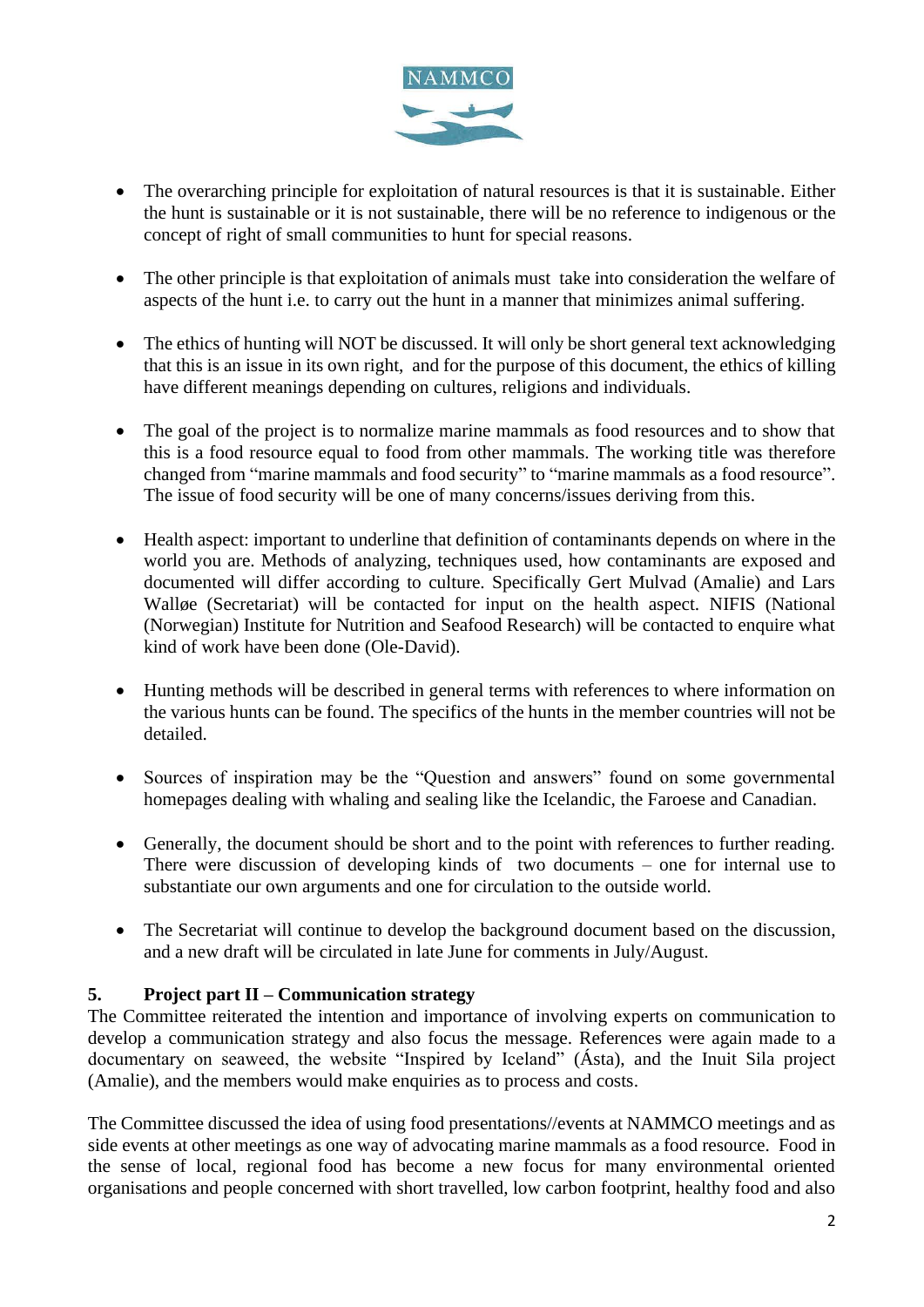- The overarching principle for exploitation of natural resources is that it is sustainable. Either the hunt is sustainable or it is not sustainable, there will be no reference to indigenous or the concept of right of small communities to hunt for special reasons.

- The other principle is that exploitation of animals must take into consideration the welfare of aspects of the hunt i.e. to carry out the hunt in a manner that minimizes animal suffering.

- The ethics of hunting will NOT be discussed. It will only be short general text acknowledging that this is an issue in its own right, and for the purpose of this document, the ethics of killing have different meanings depending on cultures, religions and individuals.

- The goal of the project is to normalize marine mammals as food resources and to show that this is a food resource equal to food from other mammals. The working title was therefore changed from "marine mammals and food security" to "marine mammals as a food resource". The issue of food security will be one of many concerns/issues deriving from this.

- Health aspect: important to underline that definition of contaminants depends on where in the world you are. Methods of analyzing, techniques used, how contaminants are exposed and documented will differ according to culture. Specifically Gert Mulvad (Amalie) and Lars Walløe (Secretariat) will be contacted for input on the health aspect. NIFIS (National (Norwegian) Institute for Nutrition and Seafood Research) will be contacted to enquire what kind of work have been done (Ole-David).

- Hunting methods will be described in general terms with references to where information on the various hunts can be found. The specifics of the hunts in the member countries will not be detailed.

- Sources of inspiration may be the "Question and answers" found on some governmental homepages dealing with whaling and sealing like the Icelandic, the Faroese and Canadian.

- Generally, the document should be short and to the point with references to further reading. There were discussion of developing kinds of two documents – one for internal use to substantiate our own arguments and one for circulation to the outside world.

- The Secretariat will continue to develop the background document based on the discussion, and a new draft will be circulated in late June for comments in July/August.

## 5. Project part II – Communication strategy

The Committee reiterated the intention and importance of involving experts on communication to develop a communication strategy and also focus the message. References were again made to a documentary on seaweed, the website "Inspired by Iceland" (Ásta), and the Inuit Sila project (Amalie), and the members would make enquiries as to process and costs.

The Committee discussed the idea of using food presentations//events at NAMMCO meetings and as side events at other meetings as one way of advocating marine mammals as a food resource. Food in the sense of local, regional food has become a new focus for many environmental oriented organisations and people concerned with short travelled, low carbon footprint, healthy food and also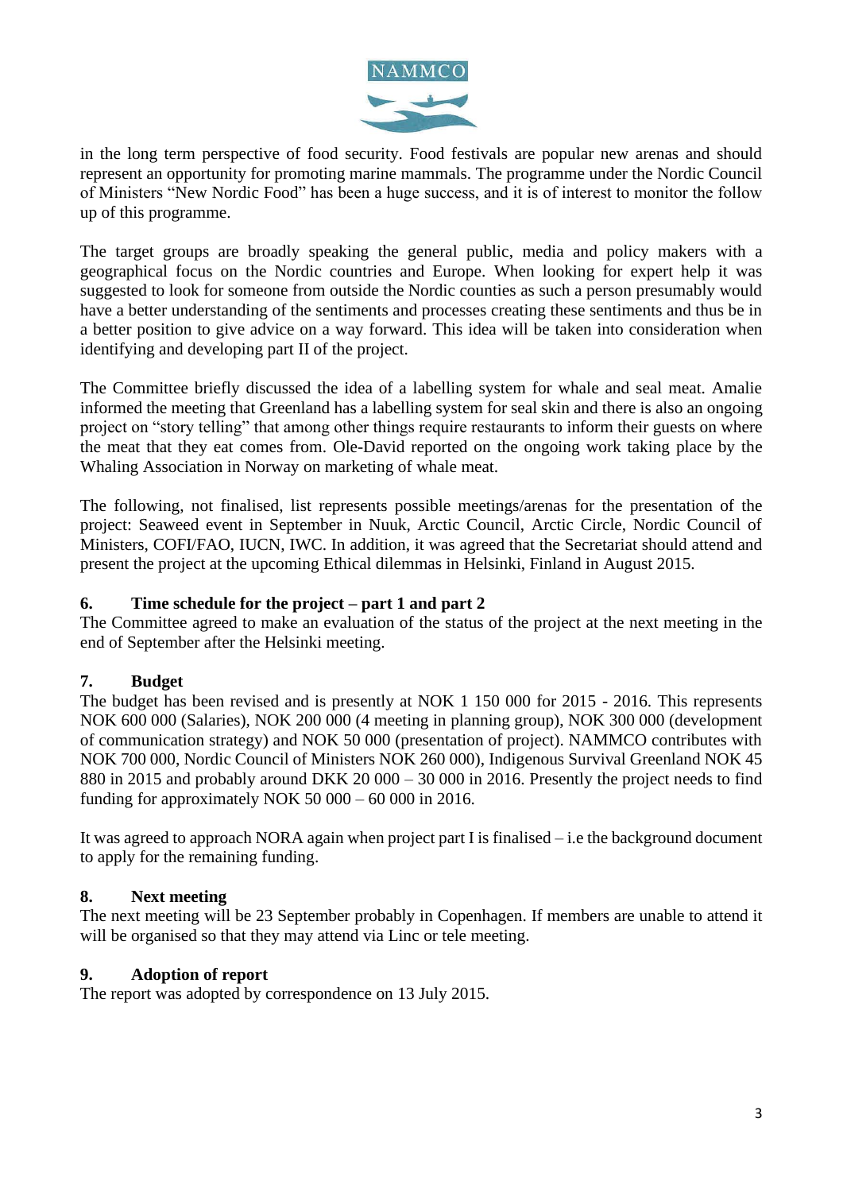in the long term perspective of food security. Food festivals are popular new arenas and should represent an opportunity for promoting marine mammals. The programme under the Nordic Council of Ministers "New Nordic Food" has been a huge success, and it is of interest to monitor the follow up of this programme.

The target groups are broadly speaking the general public, media and policy makers with a geographical focus on the Nordic countries and Europe. When looking for expert help it was suggested to look for someone from outside the Nordic counties as such a person presumably would have a better understanding of the sentiments and processes creating these sentiments and thus be in a better position to give advice on a way forward. This idea will be taken into consideration when identifying and developing part II of the project.

The Committee briefly discussed the idea of a labelling system for whale and seal meat. Amalie informed the meeting that Greenland has a labelling system for seal skin and there is also an ongoing project on "story telling" that among other things require restaurants to inform their guests on where the meat that they eat comes from. Ole-David reported on the ongoing work taking place by the Whaling Association in Norway on marketing of whale meat.

The following, not finalised, list represents possible meetings/arenas for the presentation of the project: Seaweed event in September in Nuuk, Arctic Council, Arctic Circle, Nordic Council of Ministers, COFI/FAO, IUCN, IWC. In addition, it was agreed that the Secretariat should attend and present the project at the upcoming Ethical dilemmas in Helsinki, Finland in August 2015.

## 6. Time schedule for the project – part 1 and part 2

The Committee agreed to make an evaluation of the status of the project at the next meeting in the end of September after the Helsinki meeting.

## 7. Budget

The budget has been revised and is presently at NOK 1 150 000 for 2015 - 2016. This represents NOK 600 000 (Salaries), NOK 200 000 (4 meeting in planning group), NOK 300 000 (development of communication strategy) and NOK 50 000 (presentation of project). NAMMCO contributes with NOK 700 000, Nordic Council of Ministers NOK 260 000), Indigenous Survival Greenland NOK 45 880 in 2015 and probably around DKK 20 000 – 30 000 in 2016. Presently the project needs to find funding for approximately NOK 50 000 – 60 000 in 2016.

It was agreed to approach NORA again when project part I is finalised – i.e the background document to apply for the remaining funding.

## 8. Next meeting

The next meeting will be 23 September probably in Copenhagen. If members are unable to attend it will be organised so that they may attend via Linc or tele meeting.

## 9. Adoption of report

The report was adopted by correspondence on 13 July 2015.